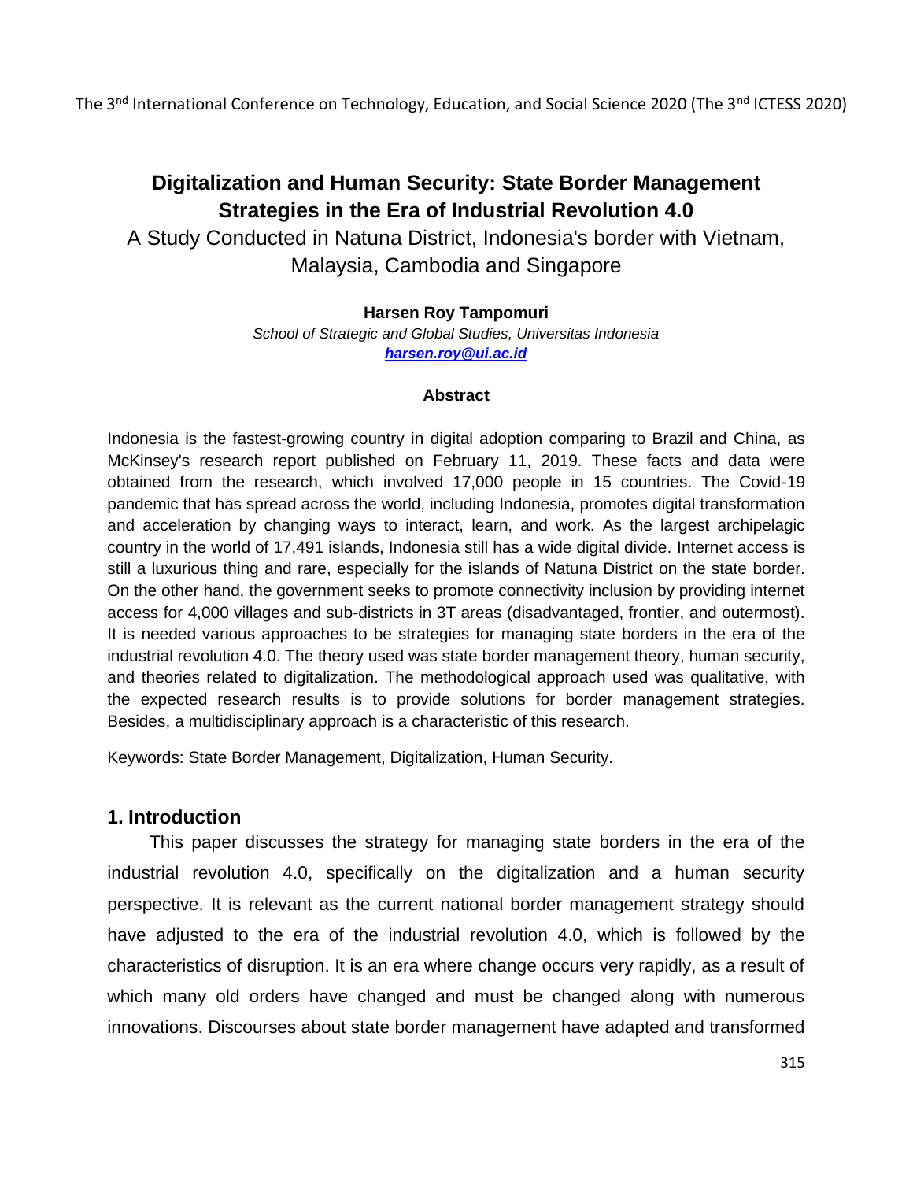# Digitalization and Human Security: State Border Management Strategies in the Era of Industrial Revolution 4.0

A Study Conducted in Natuna District, Indonesia's border with Vietnam, Malaysia, Cambodia and Singapore

**Harsen Roy Tampomuri**

*School of Strategic and Global Studies, Universitas Indonesia*

*harsen.roy@ui.ac.id*

**Abstract**

Indonesia is the fastest-growing country in digital adoption comparing to Brazil and China, as McKinsey's research report published on February 11, 2019. These facts and data were obtained from the research, which involved 17,000 people in 15 countries. The Covid-19 pandemic that has spread across the world, including Indonesia, promotes digital transformation and acceleration by changing ways to interact, learn, and work. As the largest archipelagic country in the world of 17,491 islands, Indonesia still has a wide digital divide. Internet access is still a luxurious thing and rare, especially for the islands of Natuna District on the state border. On the other hand, the government seeks to promote connectivity inclusion by providing internet access for 4,000 villages and sub-districts in 3T areas (disadvantaged, frontier, and outermost). It is needed various approaches to be strategies for managing state borders in the era of the industrial revolution 4.0. The theory used was state border management theory, human security, and theories related to digitalization. The methodological approach used was qualitative, with the expected research results is to provide solutions for border management strategies. Besides, a multidisciplinary approach is a characteristic of this research.

Keywords: State Border Management, Digitalization, Human Security.

## 1. Introduction

This paper discusses the strategy for managing state borders in the era of the industrial revolution 4.0, specifically on the digitalization and a human security perspective. It is relevant as the current national border management strategy should have adjusted to the era of the industrial revolution 4.0, which is followed by the characteristics of disruption. It is an era where change occurs very rapidly, as a result of which many old orders have changed and must be changed along with numerous innovations. Discourses about state border management have adapted and transformed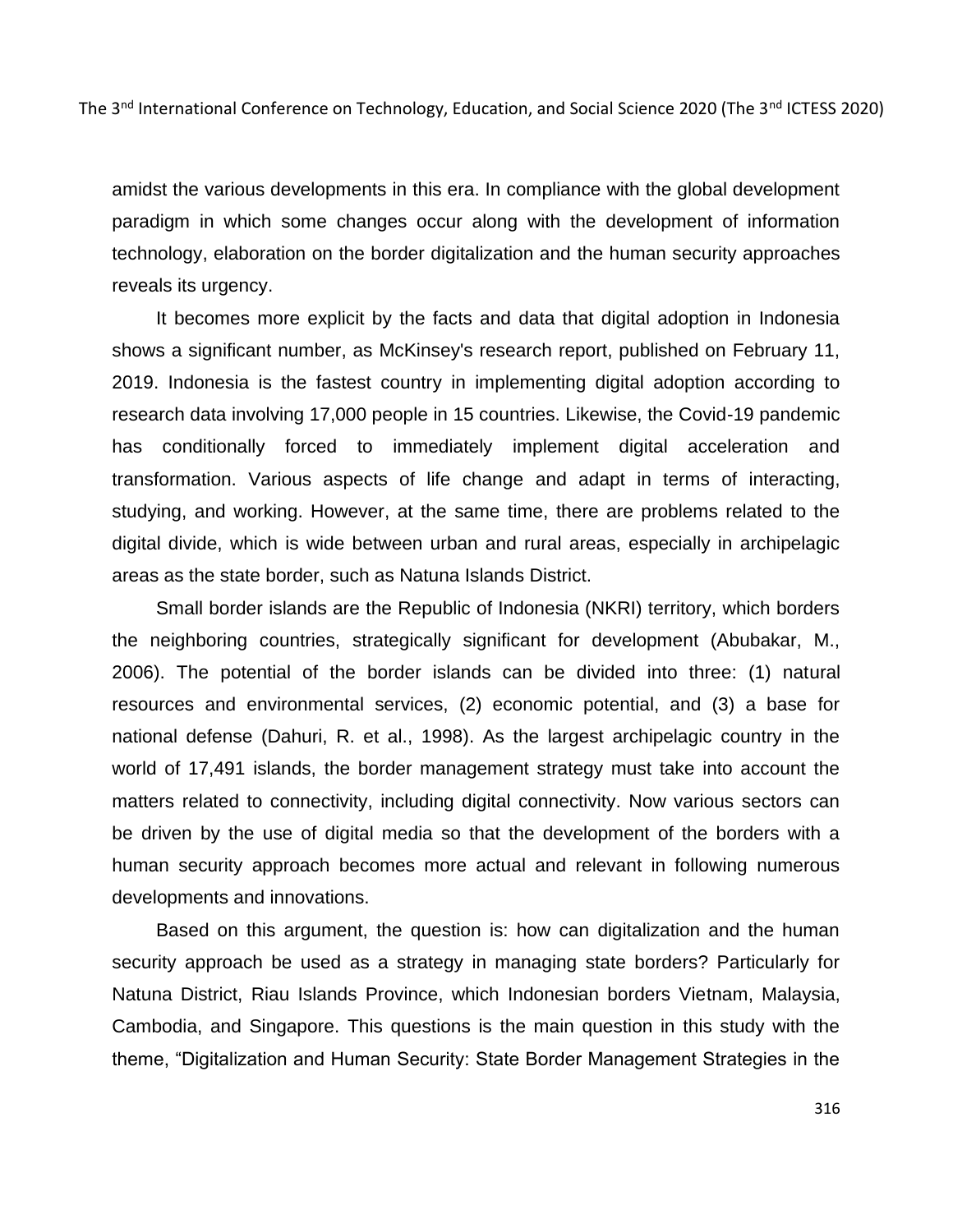amidst the various developments in this era. In compliance with the global development paradigm in which some changes occur along with the development of information technology, elaboration on the border digitalization and the human security approaches reveals its urgency.

It becomes more explicit by the facts and data that digital adoption in Indonesia shows a significant number, as McKinsey's research report, published on February 11, 2019. Indonesia is the fastest country in implementing digital adoption according to research data involving 17,000 people in 15 countries. Likewise, the Covid-19 pandemic has conditionally forced to immediately implement digital acceleration and transformation. Various aspects of life change and adapt in terms of interacting, studying, and working. However, at the same time, there are problems related to the digital divide, which is wide between urban and rural areas, especially in archipelagic areas as the state border, such as Natuna Islands District.

Small border islands are the Republic of Indonesia (NKRI) territory, which borders the neighboring countries, strategically significant for development (Abubakar, M., 2006). The potential of the border islands can be divided into three: (1) natural resources and environmental services, (2) economic potential, and (3) a base for national defense (Dahuri, R. et al., 1998). As the largest archipelagic country in the world of 17,491 islands, the border management strategy must take into account the matters related to connectivity, including digital connectivity. Now various sectors can be driven by the use of digital media so that the development of the borders with a human security approach becomes more actual and relevant in following numerous developments and innovations.

Based on this argument, the question is: how can digitalization and the human security approach be used as a strategy in managing state borders? Particularly for Natuna District, Riau Islands Province, which Indonesian borders Vietnam, Malaysia, Cambodia, and Singapore. This questions is the main question in this study with the theme, "Digitalization and Human Security: State Border Management Strategies in the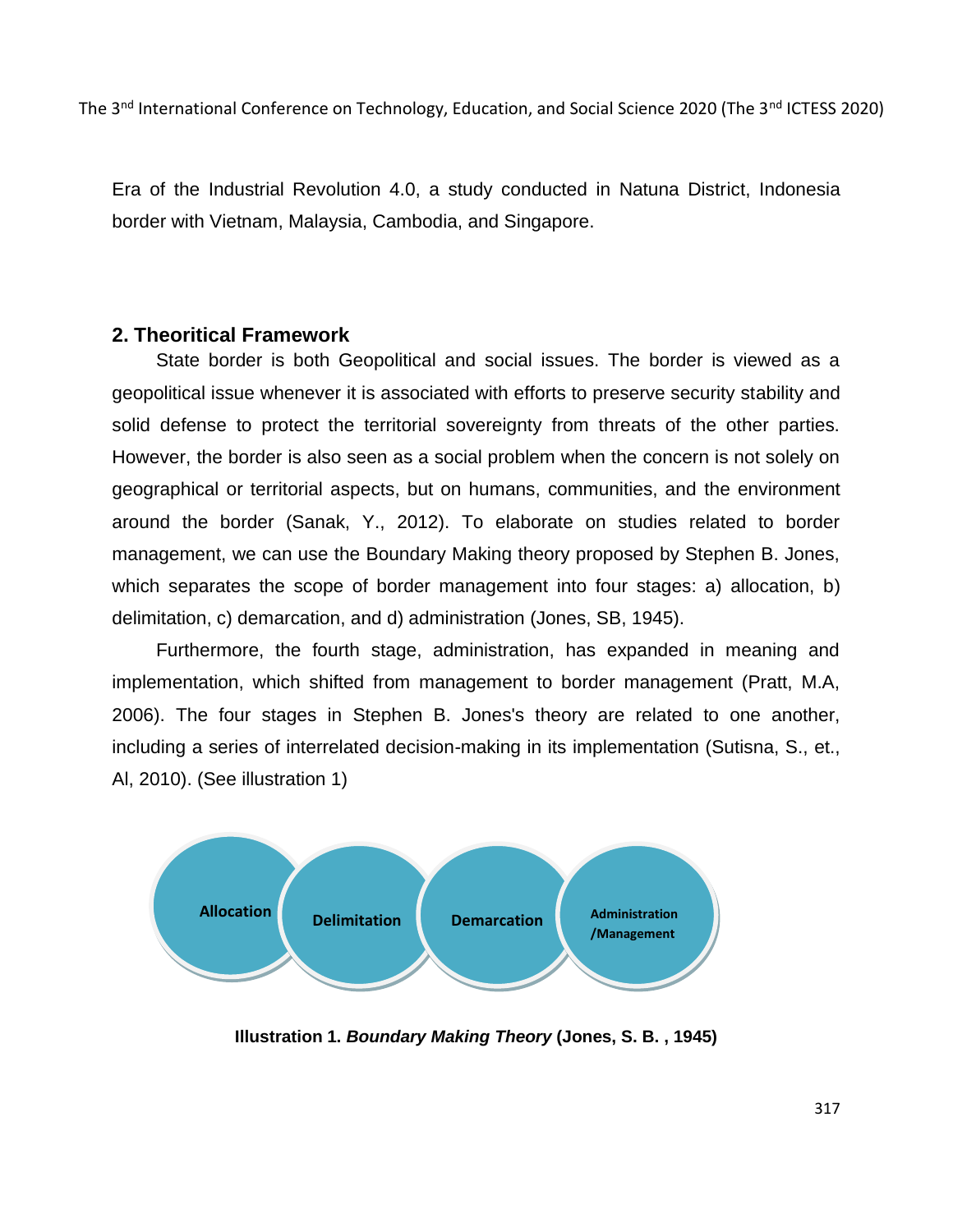Era of the Industrial Revolution 4.0, a study conducted in Natuna District, Indonesia border with Vietnam, Malaysia, Cambodia, and Singapore.

## 2. Theoritical Framework

State border is both Geopolitical and social issues. The border is viewed as a geopolitical issue whenever it is associated with efforts to preserve security stability and solid defense to protect the territorial sovereignty from threats of the other parties. However, the border is also seen as a social problem when the concern is not solely on geographical or territorial aspects, but on humans, communities, and the environment around the border (Sanak, Y., 2012). To elaborate on studies related to border management, we can use the Boundary Making theory proposed by Stephen B. Jones, which separates the scope of border management into four stages: a) allocation, b) delimitation, c) demarcation, and d) administration (Jones, SB, 1945).

Furthermore, the fourth stage, administration, has expanded in meaning and implementation, which shifted from management to border management (Pratt, M.A, 2006). The four stages in Stephen B. Jones's theory are related to one another, including a series of interrelated decision-making in its implementation (Sutisna, S., et., Al, 2010). (See illustration 1)

Allocation → Delimitation → Demarcation → Administration /Management

**Illustration 1.** ***Boundary Making Theory*** **(Jones, S. B. , 1945)**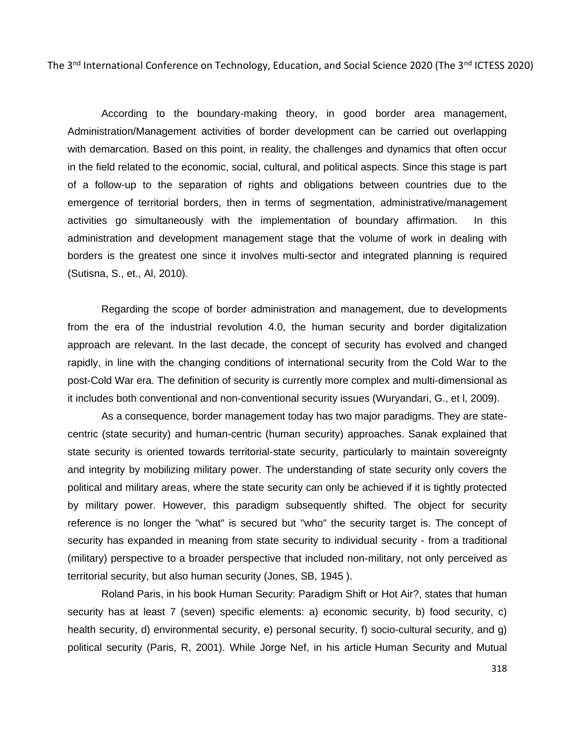According to the boundary-making theory, in good border area management, Administration/Management activities of border development can be carried out overlapping with demarcation. Based on this point, in reality, the challenges and dynamics that often occur in the field related to the economic, social, cultural, and political aspects. Since this stage is part of a follow-up to the separation of rights and obligations between countries due to the emergence of territorial borders, then in terms of segmentation, administrative/management activities go simultaneously with the implementation of boundary affirmation. In this administration and development management stage that the volume of work in dealing with borders is the greatest one since it involves multi-sector and integrated planning is required (Sutisna, S., et., Al, 2010).

Regarding the scope of border administration and management, due to developments from the era of the industrial revolution 4.0, the human security and border digitalization approach are relevant. In the last decade, the concept of security has evolved and changed rapidly, in line with the changing conditions of international security from the Cold War to the post-Cold War era. The definition of security is currently more complex and multi-dimensional as it includes both conventional and non-conventional security issues (Wuryandari, G., et l, 2009).

As a consequence, border management today has two major paradigms. They are state-centric (state security) and human-centric (human security) approaches. Sanak explained that state security is oriented towards territorial-state security, particularly to maintain sovereignty and integrity by mobilizing military power. The understanding of state security only covers the political and military areas, where the state security can only be achieved if it is tightly protected by military power. However, this paradigm subsequently shifted. The object for security reference is no longer the "what" is secured but "who" the security target is. The concept of security has expanded in meaning from state security to individual security - from a traditional (military) perspective to a broader perspective that included non-military, not only perceived as territorial security, but also human security (Jones, SB, 1945 ).

Roland Paris, in his book Human Security: Paradigm Shift or Hot Air?, states that human security has at least 7 (seven) specific elements: a) economic security, b) food security, c) health security, d) environmental security, e) personal security, f) socio-cultural security, and g) political security (Paris, R, 2001). While Jorge Nef, in his article Human Security and Mutual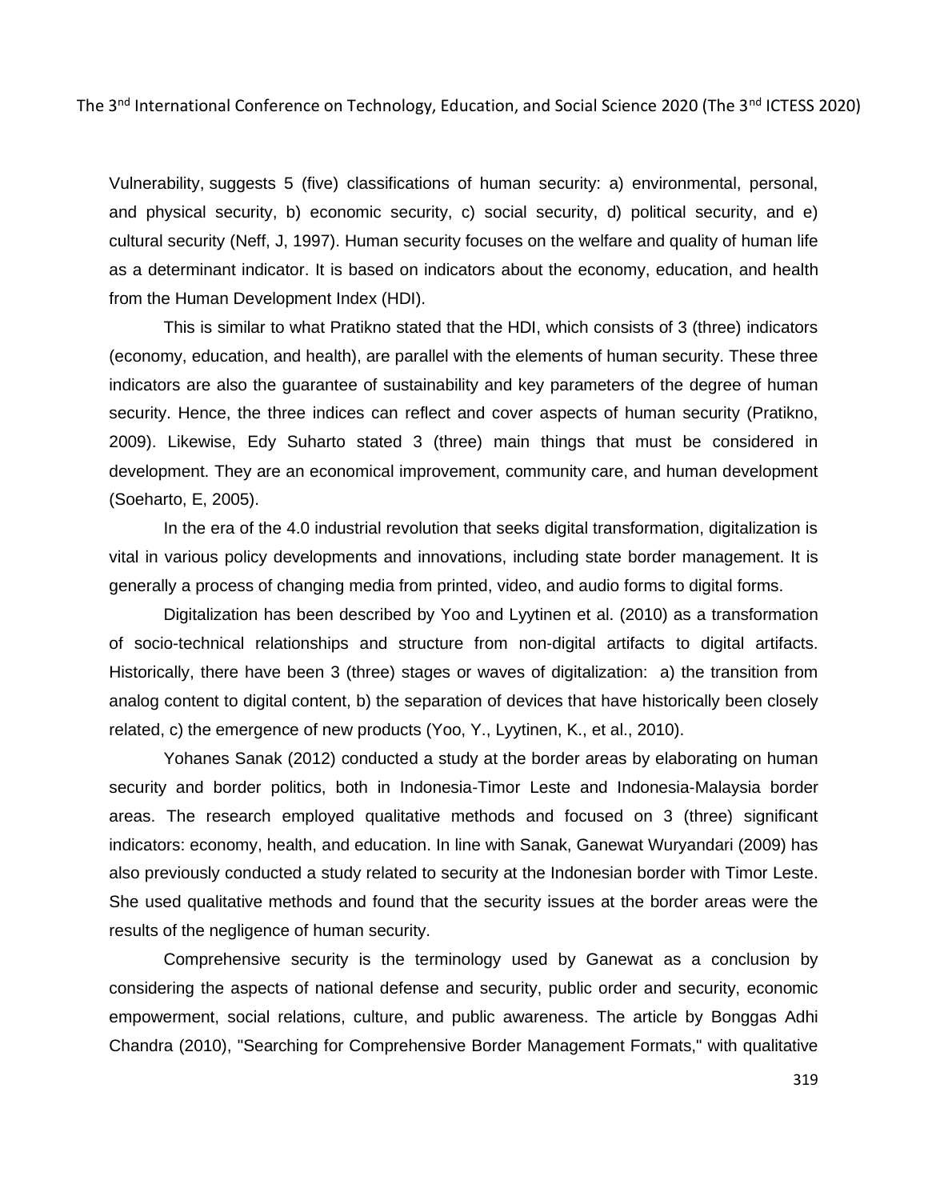Vulnerability, suggests 5 (five) classifications of human security: a) environmental, personal, and physical security, b) economic security, c) social security, d) political security, and e) cultural security (Neff, J, 1997). Human security focuses on the welfare and quality of human life as a determinant indicator. It is based on indicators about the economy, education, and health from the Human Development Index (HDI).

This is similar to what Pratikno stated that the HDI, which consists of 3 (three) indicators (economy, education, and health), are parallel with the elements of human security. These three indicators are also the guarantee of sustainability and key parameters of the degree of human security. Hence, the three indices can reflect and cover aspects of human security (Pratikno, 2009). Likewise, Edy Suharto stated 3 (three) main things that must be considered in development. They are an economical improvement, community care, and human development (Soeharto, E, 2005).

In the era of the 4.0 industrial revolution that seeks digital transformation, digitalization is vital in various policy developments and innovations, including state border management. It is generally a process of changing media from printed, video, and audio forms to digital forms.

Digitalization has been described by Yoo and Lyytinen et al. (2010) as a transformation of socio-technical relationships and structure from non-digital artifacts to digital artifacts. Historically, there have been 3 (three) stages or waves of digitalization: a) the transition from analog content to digital content, b) the separation of devices that have historically been closely related, c) the emergence of new products (Yoo, Y., Lyytinen, K., et al., 2010).

Yohanes Sanak (2012) conducted a study at the border areas by elaborating on human security and border politics, both in Indonesia-Timor Leste and Indonesia-Malaysia border areas. The research employed qualitative methods and focused on 3 (three) significant indicators: economy, health, and education. In line with Sanak, Ganewat Wuryandari (2009) has also previously conducted a study related to security at the Indonesian border with Timor Leste. She used qualitative methods and found that the security issues at the border areas were the results of the negligence of human security.

Comprehensive security is the terminology used by Ganewat as a conclusion by considering the aspects of national defense and security, public order and security, economic empowerment, social relations, culture, and public awareness. The article by Bonggas Adhi Chandra (2010), "Searching for Comprehensive Border Management Formats," with qualitative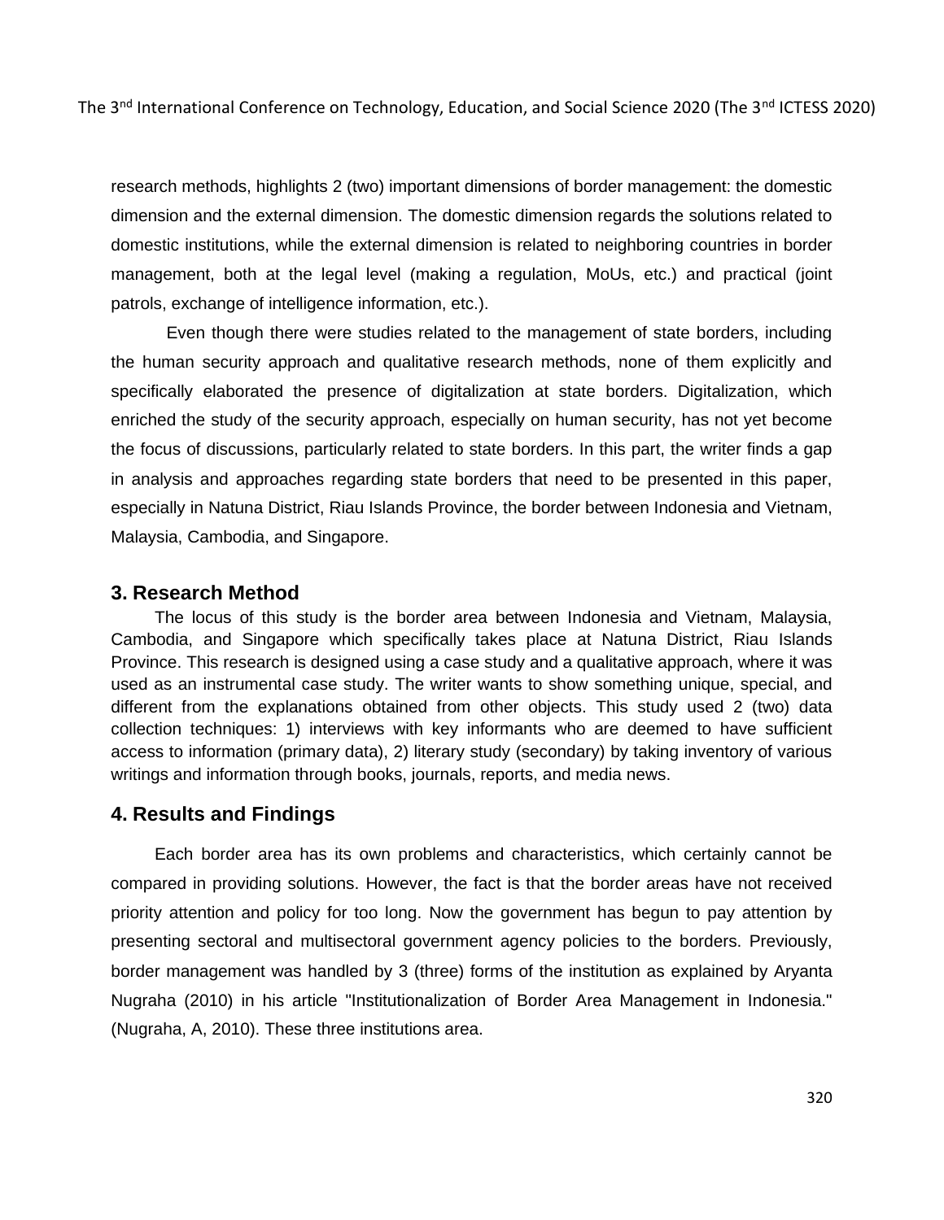research methods, highlights 2 (two) important dimensions of border management: the domestic dimension and the external dimension. The domestic dimension regards the solutions related to domestic institutions, while the external dimension is related to neighboring countries in border management, both at the legal level (making a regulation, MoUs, etc.) and practical (joint patrols, exchange of intelligence information, etc.).

Even though there were studies related to the management of state borders, including the human security approach and qualitative research methods, none of them explicitly and specifically elaborated the presence of digitalization at state borders. Digitalization, which enriched the study of the security approach, especially on human security, has not yet become the focus of discussions, particularly related to state borders. In this part, the writer finds a gap in analysis and approaches regarding state borders that need to be presented in this paper, especially in Natuna District, Riau Islands Province, the border between Indonesia and Vietnam, Malaysia, Cambodia, and Singapore.

## 3. Research Method

The locus of this study is the border area between Indonesia and Vietnam, Malaysia, Cambodia, and Singapore which specifically takes place at Natuna District, Riau Islands Province. This research is designed using a case study and a qualitative approach, where it was used as an instrumental case study. The writer wants to show something unique, special, and different from the explanations obtained from other objects. This study used 2 (two) data collection techniques: 1) interviews with key informants who are deemed to have sufficient access to information (primary data), 2) literary study (secondary) by taking inventory of various writings and information through books, journals, reports, and media news.

## 4. Results and Findings

Each border area has its own problems and characteristics, which certainly cannot be compared in providing solutions. However, the fact is that the border areas have not received priority attention and policy for too long. Now the government has begun to pay attention by presenting sectoral and multisectoral government agency policies to the borders. Previously, border management was handled by 3 (three) forms of the institution as explained by Aryanta Nugraha (2010) in his article "Institutionalization of Border Area Management in Indonesia." (Nugraha, A, 2010). These three institutions area.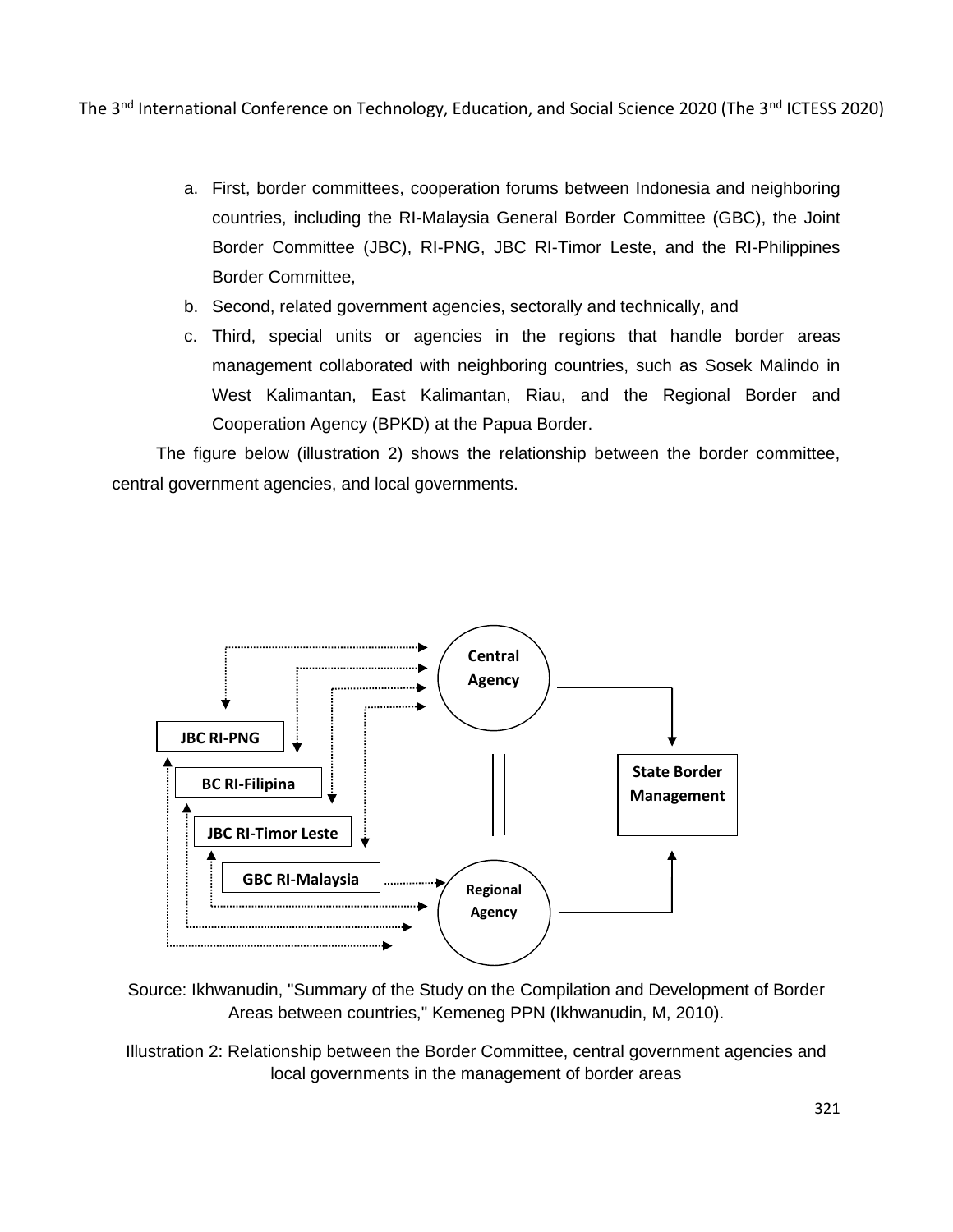a. First, border committees, cooperation forums between Indonesia and neighboring countries, including the RI-Malaysia General Border Committee (GBC), the Joint Border Committee (JBC), RI-PNG, JBC RI-Timor Leste, and the RI-Philippines Border Committee,
b. Second, related government agencies, sectorally and technically, and
c. Third, special units or agencies in the regions that handle border areas management collaborated with neighboring countries, such as Sosek Malindo in West Kalimantan, East Kalimantan, Riau, and the Regional Border and Cooperation Agency (BPKD) at the Papua Border.

The figure below (illustration 2) shows the relationship between the border committee, central government agencies, and local governments.

JBC RI-PNG

BC RI-Filipina

JBC RI-Timor Leste

GBC RI-Malaysia

Central Agency

Regional Agency

State Border Management

Source: Ikhwanudin, "Summary of the Study on the Compilation and Development of Border Areas between countries," Kemeneg PPN (Ikhwanudin, M, 2010).

Illustration 2: Relationship between the Border Committee, central government agencies and local governments in the management of border areas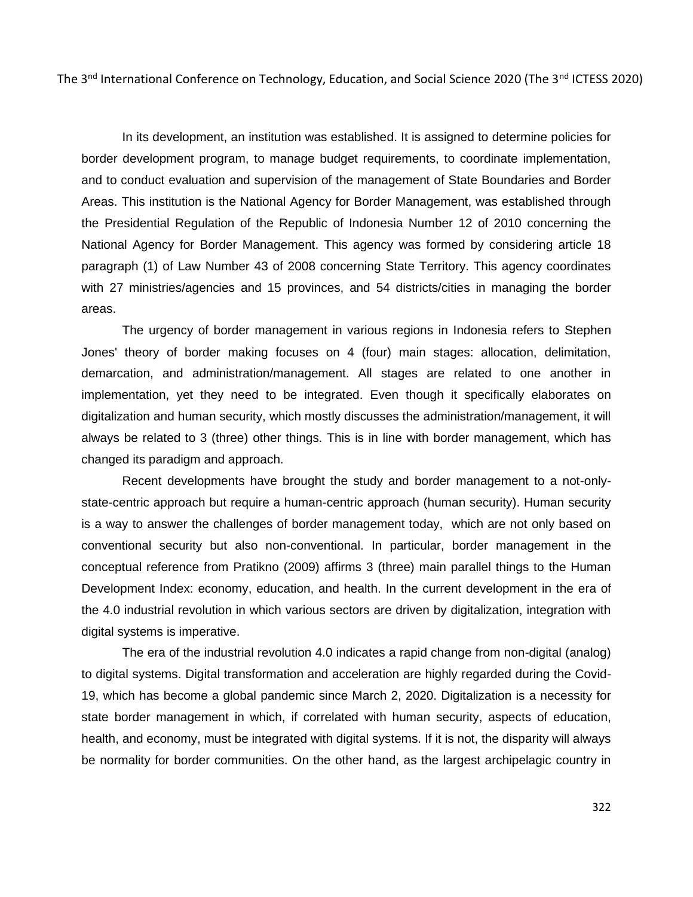In its development, an institution was established. It is assigned to determine policies for border development program, to manage budget requirements, to coordinate implementation, and to conduct evaluation and supervision of the management of State Boundaries and Border Areas. This institution is the National Agency for Border Management, was established through the Presidential Regulation of the Republic of Indonesia Number 12 of 2010 concerning the National Agency for Border Management. This agency was formed by considering article 18 paragraph (1) of Law Number 43 of 2008 concerning State Territory. This agency coordinates with 27 ministries/agencies and 15 provinces, and 54 districts/cities in managing the border areas.

The urgency of border management in various regions in Indonesia refers to Stephen Jones' theory of border making focuses on 4 (four) main stages: allocation, delimitation, demarcation, and administration/management. All stages are related to one another in implementation, yet they need to be integrated. Even though it specifically elaborates on digitalization and human security, which mostly discusses the administration/management, it will always be related to 3 (three) other things. This is in line with border management, which has changed its paradigm and approach.

Recent developments have brought the study and border management to a not-only-state-centric approach but require a human-centric approach (human security). Human security is a way to answer the challenges of border management today, which are not only based on conventional security but also non-conventional. In particular, border management in the conceptual reference from Pratikno (2009) affirms 3 (three) main parallel things to the Human Development Index: economy, education, and health. In the current development in the era of the 4.0 industrial revolution in which various sectors are driven by digitalization, integration with digital systems is imperative.

The era of the industrial revolution 4.0 indicates a rapid change from non-digital (analog) to digital systems. Digital transformation and acceleration are highly regarded during the Covid-19, which has become a global pandemic since March 2, 2020. Digitalization is a necessity for state border management in which, if correlated with human security, aspects of education, health, and economy, must be integrated with digital systems. If it is not, the disparity will always be normality for border communities. On the other hand, as the largest archipelagic country in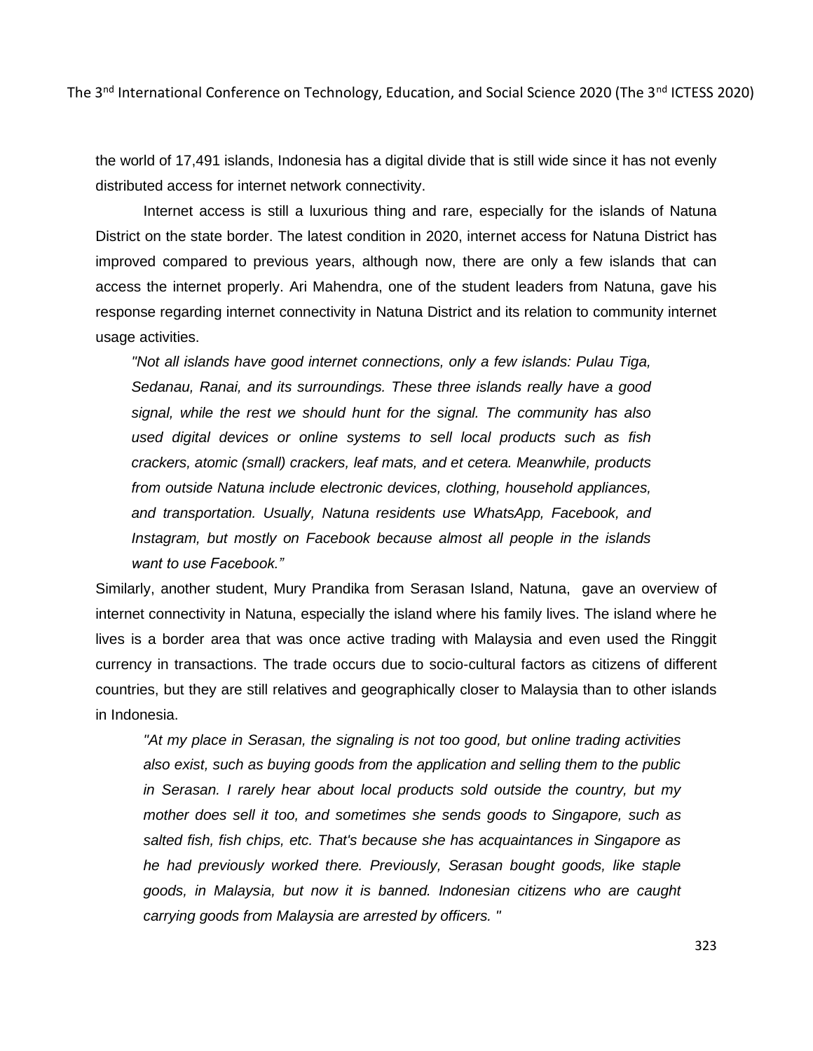the world of 17,491 islands, Indonesia has a digital divide that is still wide since it has not evenly distributed access for internet network connectivity.

Internet access is still a luxurious thing and rare, especially for the islands of Natuna District on the state border. The latest condition in 2020, internet access for Natuna District has improved compared to previous years, although now, there are only a few islands that can access the internet properly. Ari Mahendra, one of the student leaders from Natuna, gave his response regarding internet connectivity in Natuna District and its relation to community internet usage activities.

> *"Not all islands have good internet connections, only a few islands: Pulau Tiga, Sedanau, Ranai, and its surroundings. These three islands really have a good signal, while the rest we should hunt for the signal. The community has also used digital devices or online systems to sell local products such as fish crackers, atomic (small) crackers, leaf mats, and et cetera. Meanwhile, products from outside Natuna include electronic devices, clothing, household appliances, and transportation. Usually, Natuna residents use WhatsApp, Facebook, and Instagram, but mostly on Facebook because almost all people in the islands want to use Facebook."*

Similarly, another student, Mury Prandika from Serasan Island, Natuna, gave an overview of internet connectivity in Natuna, especially the island where his family lives. The island where he lives is a border area that was once active trading with Malaysia and even used the Ringgit currency in transactions. The trade occurs due to socio-cultural factors as citizens of different countries, but they are still relatives and geographically closer to Malaysia than to other islands in Indonesia.

> *"At my place in Serasan, the signaling is not too good, but online trading activities also exist, such as buying goods from the application and selling them to the public in Serasan. I rarely hear about local products sold outside the country, but my mother does sell it too, and sometimes she sends goods to Singapore, such as salted fish, fish chips, etc. That's because she has acquaintances in Singapore as he had previously worked there. Previously, Serasan bought goods, like staple goods, in Malaysia, but now it is banned. Indonesian citizens who are caught carrying goods from Malaysia are arrested by officers. "*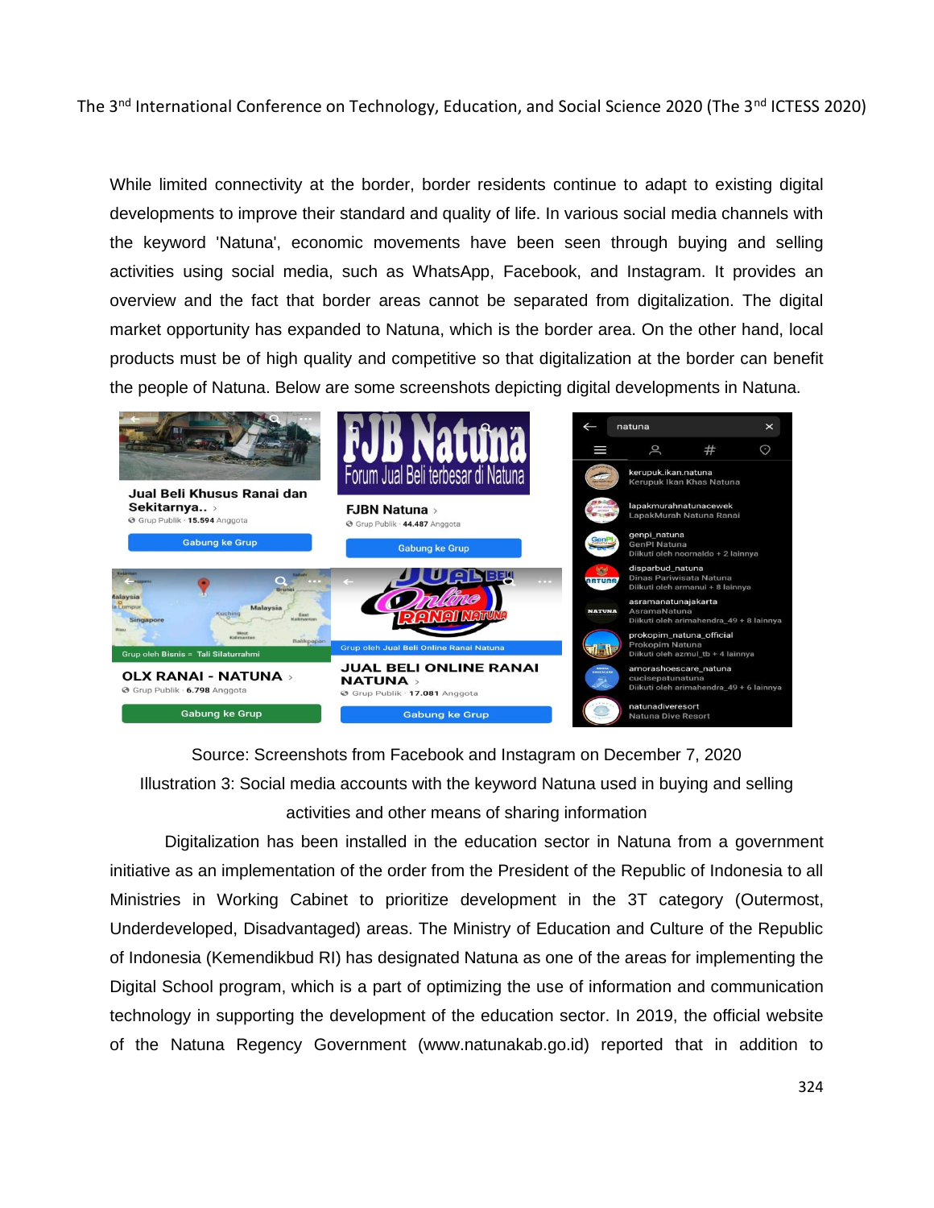While limited connectivity at the border, border residents continue to adapt to existing digital developments to improve their standard and quality of life. In various social media channels with the keyword 'Natuna', economic movements have been seen through buying and selling activities using social media, such as WhatsApp, Facebook, and Instagram. It provides an overview and the fact that border areas cannot be separated from digitalization. The digital market opportunity has expanded to Natuna, which is the border area. On the other hand, local products must be of high quality and competitive so that digitalization at the border can benefit the people of Natuna. Below are some screenshots depicting digital developments in Natuna.

Source: Screenshots from Facebook and Instagram on December 7, 2020

Illustration 3: Social media accounts with the keyword Natuna used in buying and selling activities and other means of sharing information

Digitalization has been installed in the education sector in Natuna from a government initiative as an implementation of the order from the President of the Republic of Indonesia to all Ministries in Working Cabinet to prioritize development in the 3T category (Outermost, Underdeveloped, Disadvantaged) areas. The Ministry of Education and Culture of the Republic of Indonesia (Kemendikbud RI) has designated Natuna as one of the areas for implementing the Digital School program, which is a part of optimizing the use of information and communication technology in supporting the development of the education sector. In 2019, the official website of the Natuna Regency Government (www.natunakab.go.id) reported that in addition to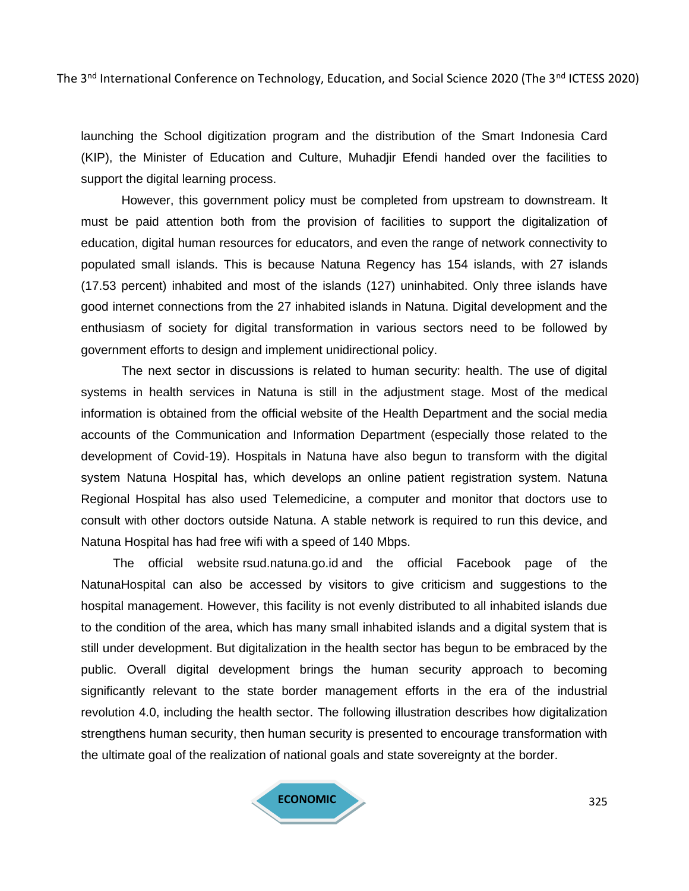launching the School digitization program and the distribution of the Smart Indonesia Card (KIP), the Minister of Education and Culture, Muhadjir Efendi handed over the facilities to support the digital learning process.

However, this government policy must be completed from upstream to downstream. It must be paid attention both from the provision of facilities to support the digitalization of education, digital human resources for educators, and even the range of network connectivity to populated small islands. This is because Natuna Regency has 154 islands, with 27 islands (17.53 percent) inhabited and most of the islands (127) uninhabited. Only three islands have good internet connections from the 27 inhabited islands in Natuna. Digital development and the enthusiasm of society for digital transformation in various sectors need to be followed by government efforts to design and implement unidirectional policy.

The next sector in discussions is related to human security: health. The use of digital systems in health services in Natuna is still in the adjustment stage. Most of the medical information is obtained from the official website of the Health Department and the social media accounts of the Communication and Information Department (especially those related to the development of Covid-19). Hospitals in Natuna have also begun to transform with the digital system Natuna Hospital has, which develops an online patient registration system. Natuna Regional Hospital has also used Telemedicine, a computer and monitor that doctors use to consult with other doctors outside Natuna. A stable network is required to run this device, and Natuna Hospital has had free wifi with a speed of 140 Mbps.

The official website rsud.natuna.go.id and the official Facebook page of the NatunaHospital can also be accessed by visitors to give criticism and suggestions to the hospital management. However, this facility is not evenly distributed to all inhabited islands due to the condition of the area, which has many small inhabited islands and a digital system that is still under development. But digitalization in the health sector has begun to be embraced by the public. Overall digital development brings the human security approach to becoming significantly relevant to the state border management efforts in the era of the industrial revolution 4.0, including the health sector. The following illustration describes how digitalization strengthens human security, then human security is presented to encourage transformation with the ultimate goal of the realization of national goals and state sovereignty at the border.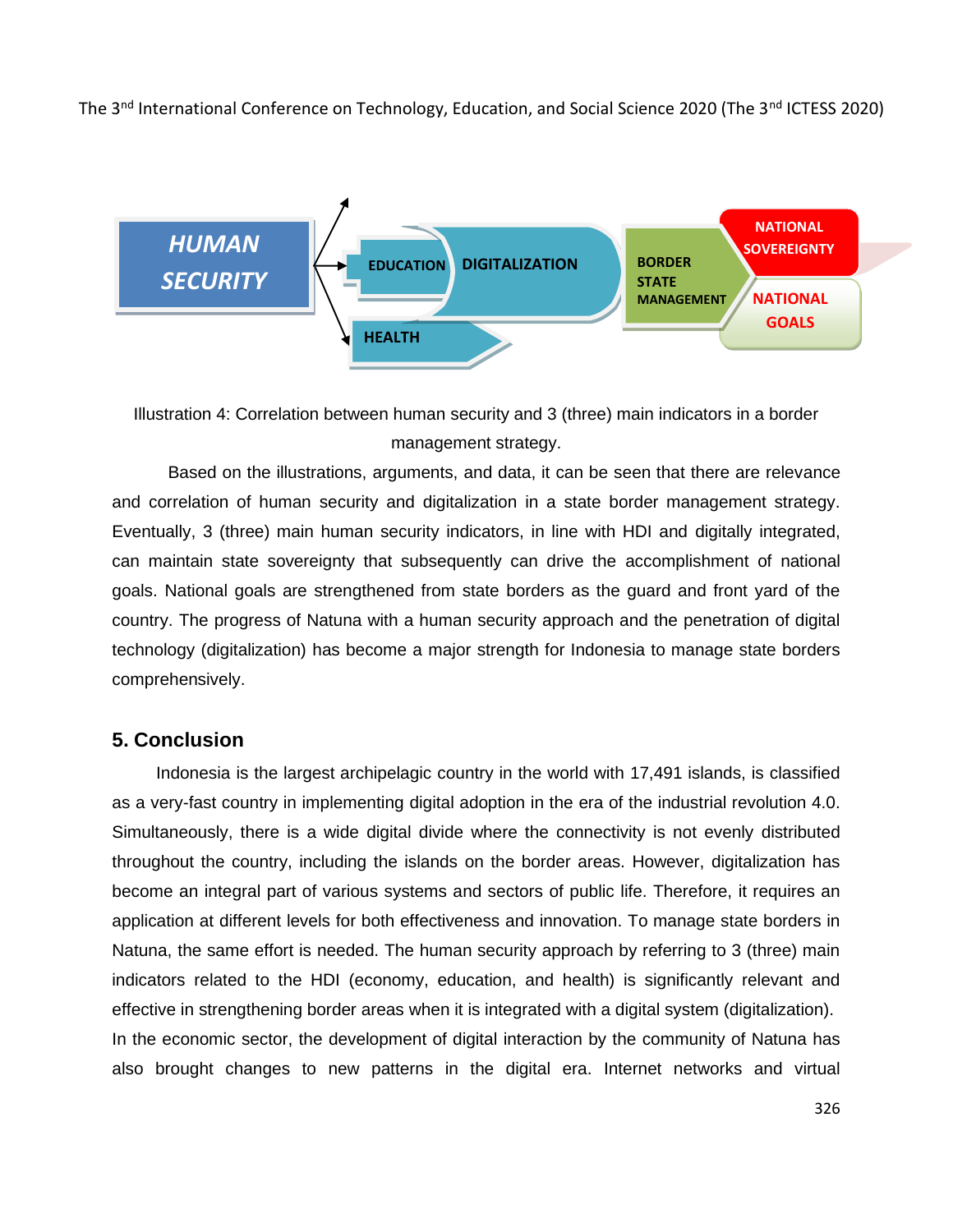Illustration 4: Correlation between human security and 3 (three) main indicators in a border management strategy.

Based on the illustrations, arguments, and data, it can be seen that there are relevance and correlation of human security and digitalization in a state border management strategy. Eventually, 3 (three) main human security indicators, in line with HDI and digitally integrated, can maintain state sovereignty that subsequently can drive the accomplishment of national goals. National goals are strengthened from state borders as the guard and front yard of the country. The progress of Natuna with a human security approach and the penetration of digital technology (digitalization) has become a major strength for Indonesia to manage state borders comprehensively.

## 5. Conclusion

Indonesia is the largest archipelagic country in the world with 17,491 islands, is classified as a very-fast country in implementing digital adoption in the era of the industrial revolution 4.0. Simultaneously, there is a wide digital divide where the connectivity is not evenly distributed throughout the country, including the islands on the border areas. However, digitalization has become an integral part of various systems and sectors of public life. Therefore, it requires an application at different levels for both effectiveness and innovation. To manage state borders in Natuna, the same effort is needed. The human security approach by referring to 3 (three) main indicators related to the HDI (economy, education, and health) is significantly relevant and effective in strengthening border areas when it is integrated with a digital system (digitalization). In the economic sector, the development of digital interaction by the community of Natuna has also brought changes to new patterns in the digital era. Internet networks and virtual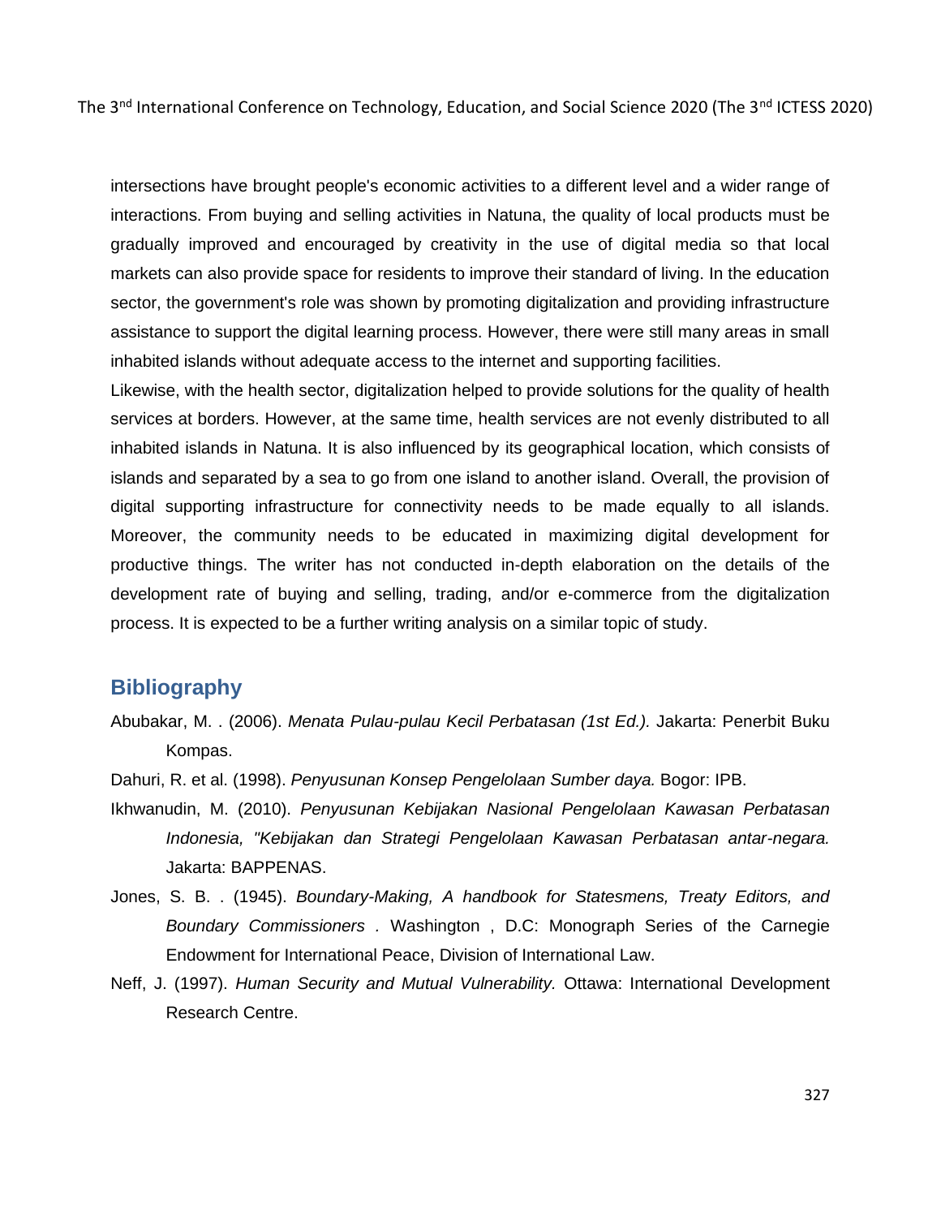intersections have brought people's economic activities to a different level and a wider range of interactions. From buying and selling activities in Natuna, the quality of local products must be gradually improved and encouraged by creativity in the use of digital media so that local markets can also provide space for residents to improve their standard of living. In the education sector, the government's role was shown by promoting digitalization and providing infrastructure assistance to support the digital learning process. However, there were still many areas in small inhabited islands without adequate access to the internet and supporting facilities.

Likewise, with the health sector, digitalization helped to provide solutions for the quality of health services at borders. However, at the same time, health services are not evenly distributed to all inhabited islands in Natuna. It is also influenced by its geographical location, which consists of islands and separated by a sea to go from one island to another island. Overall, the provision of digital supporting infrastructure for connectivity needs to be made equally to all islands. Moreover, the community needs to be educated in maximizing digital development for productive things. The writer has not conducted in-depth elaboration on the details of the development rate of buying and selling, trading, and/or e-commerce from the digitalization process. It is expected to be a further writing analysis on a similar topic of study.

## Bibliography

Abubakar, M. . (2006). *Menata Pulau-pulau Kecil Perbatasan (1st Ed.).* Jakarta: Penerbit Buku Kompas.

Dahuri, R. et al. (1998). *Penyusunan Konsep Pengelolaan Sumber daya.* Bogor: IPB.

Ikhwanudin, M. (2010). *Penyusunan Kebijakan Nasional Pengelolaan Kawasan Perbatasan Indonesia, "Kebijakan dan Strategi Pengelolaan Kawasan Perbatasan antar-negara.* Jakarta: BAPPENAS.

Jones, S. B. . (1945). *Boundary-Making, A handbook for Statesmens, Treaty Editors, and Boundary Commissioners .* Washington , D.C: Monograph Series of the Carnegie Endowment for International Peace, Division of International Law.

Neff, J. (1997). *Human Security and Mutual Vulnerability.* Ottawa: International Development Research Centre.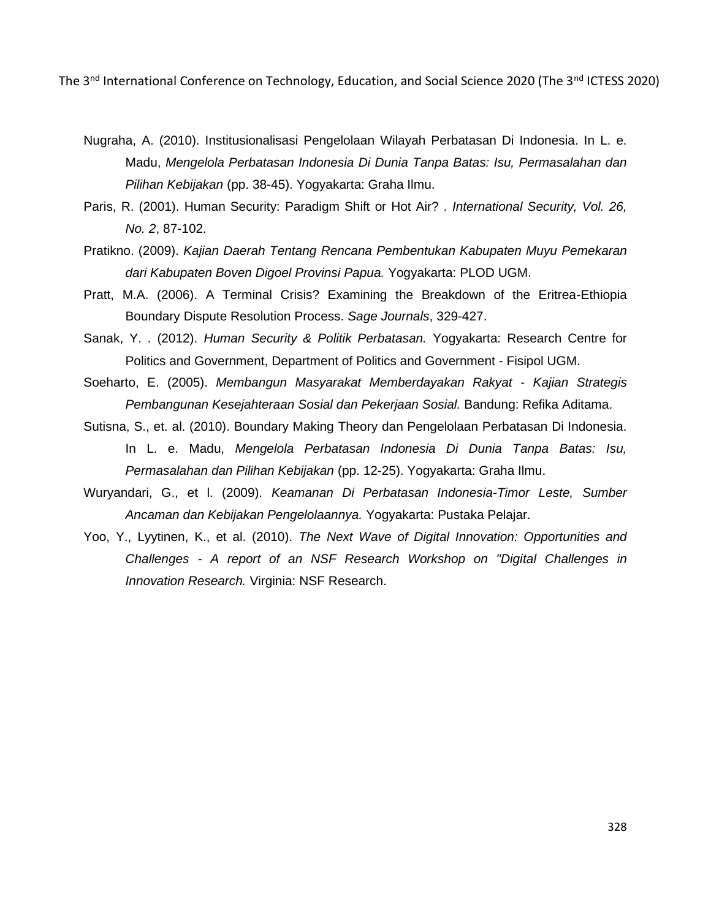Nugraha, A. (2010). Institusionalisasi Pengelolaan Wilayah Perbatasan Di Indonesia. In L. e. Madu, *Mengelola Perbatasan Indonesia Di Dunia Tanpa Batas: Isu, Permasalahan dan Pilihan Kebijakan* (pp. 38-45). Yogyakarta: Graha Ilmu.

Paris, R. (2001). Human Security: Paradigm Shift or Hot Air? . *International Security, Vol. 26, No. 2*, 87-102.

Pratikno. (2009). *Kajian Daerah Tentang Rencana Pembentukan Kabupaten Muyu Pemekaran dari Kabupaten Boven Digoel Provinsi Papua.* Yogyakarta: PLOD UGM.

Pratt, M.A. (2006). A Terminal Crisis? Examining the Breakdown of the Eritrea-Ethiopia Boundary Dispute Resolution Process. *Sage Journals*, 329-427.

Sanak, Y. . (2012). *Human Security & Politik Perbatasan.* Yogyakarta: Research Centre for Politics and Government, Department of Politics and Government - Fisipol UGM.

Soeharto, E. (2005). *Membangun Masyarakat Memberdayakan Rakyat - Kajian Strategis Pembangunan Kesejahteraan Sosial dan Pekerjaan Sosial.* Bandung: Refika Aditama.

Sutisna, S., et. al. (2010). Boundary Making Theory dan Pengelolaan Perbatasan Di Indonesia. In L. e. Madu, *Mengelola Perbatasan Indonesia Di Dunia Tanpa Batas: Isu, Permasalahan dan Pilihan Kebijakan* (pp. 12-25). Yogyakarta: Graha Ilmu.

Wuryandari, G., et l. (2009). *Keamanan Di Perbatasan Indonesia-Timor Leste, Sumber Ancaman dan Kebijakan Pengelolaannya.* Yogyakarta: Pustaka Pelajar.

Yoo, Y., Lyytinen, K., et al. (2010). *The Next Wave of Digital Innovation: Opportunities and Challenges - A report of an NSF Research Workshop on "Digital Challenges in Innovation Research.* Virginia: NSF Research.